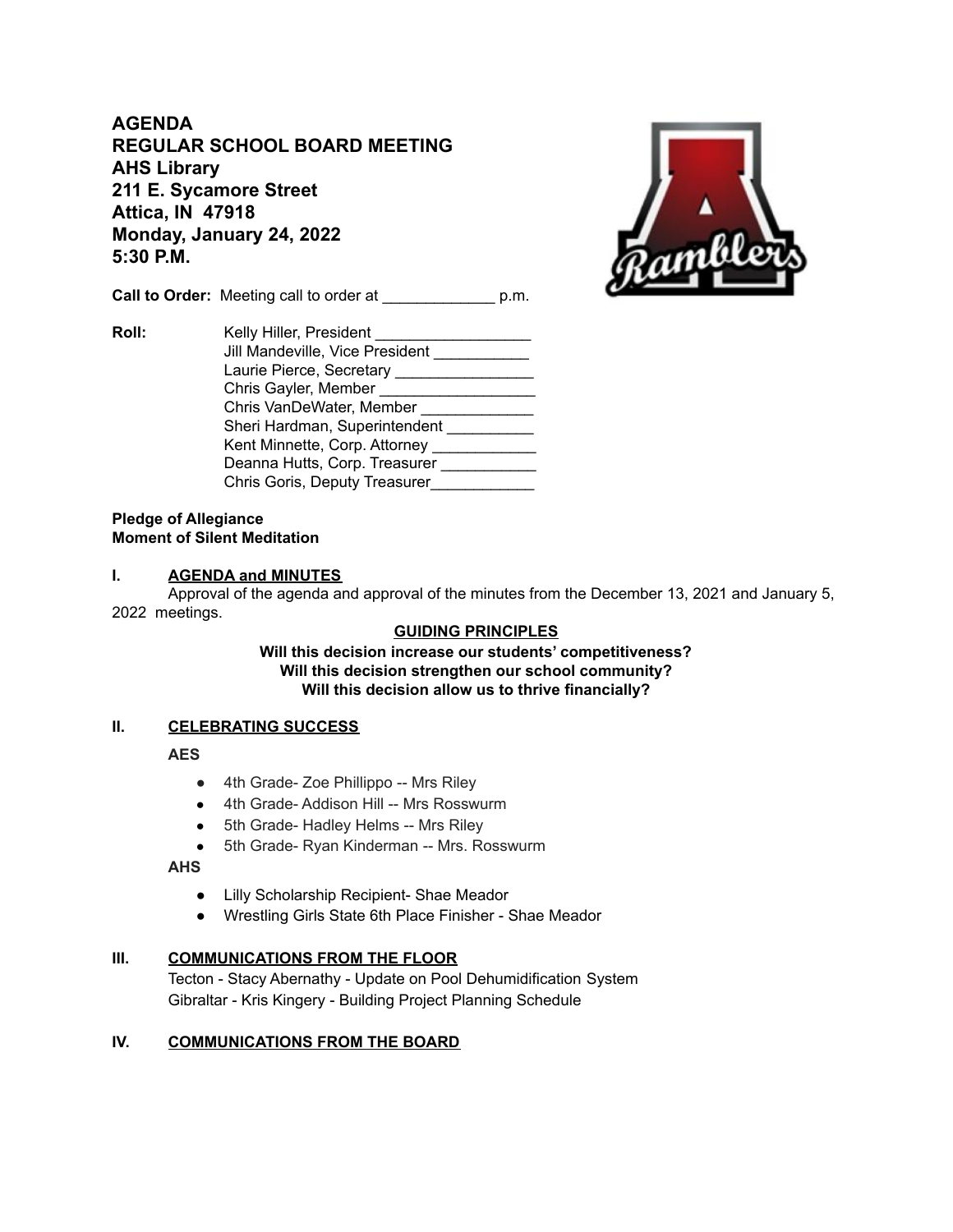# AGENDA
# REGULAR SCHOOL BOARD MEETING

**AHS Library**
**211 E. Sycamore Street**
**Attica, IN 47918**
**Monday, January 24, 2022**
**5:30 P.M.**

**Call to Order:** Meeting call to order at _____________ p.m.

**Roll:**

Kelly Hiller, President __________________
Jill Mandeville, Vice President ___________
Laurie Pierce, Secretary ________________
Chris Gayler, Member __________________
Chris VanDeWater, Member _____________
Sheri Hardman, Superintendent __________
Kent Minnette, Corp. Attorney ____________
Deanna Hutts, Corp. Treasurer ___________
Chris Goris, Deputy Treasurer____________

**Pledge of Allegiance**
**Moment of Silent Meditation**

## I. AGENDA and MINUTES

Approval of the agenda and approval of the minutes from the December 13, 2021 and January 5, 2022 meetings.

**GUIDING PRINCIPLES**

**Will this decision increase our students' competitiveness?**
**Will this decision strengthen our school community?**
**Will this decision allow us to thrive financially?**

## II. CELEBRATING SUCCESS

**AES**

- 4th Grade- Zoe Phillippo -- Mrs Riley
- 4th Grade- Addison Hill -- Mrs Rosswurm
- 5th Grade- Hadley Helms -- Mrs Riley
- 5th Grade- Ryan Kinderman -- Mrs. Rosswurm

**AHS**

- Lilly Scholarship Recipient- Shae Meador
- Wrestling Girls State 6th Place Finisher - Shae Meador

## III. COMMUNICATIONS FROM THE FLOOR

Tecton - Stacy Abernathy - Update on Pool Dehumidification System
Gibraltar - Kris Kingery - Building Project Planning Schedule

## IV. COMMUNICATIONS FROM THE BOARD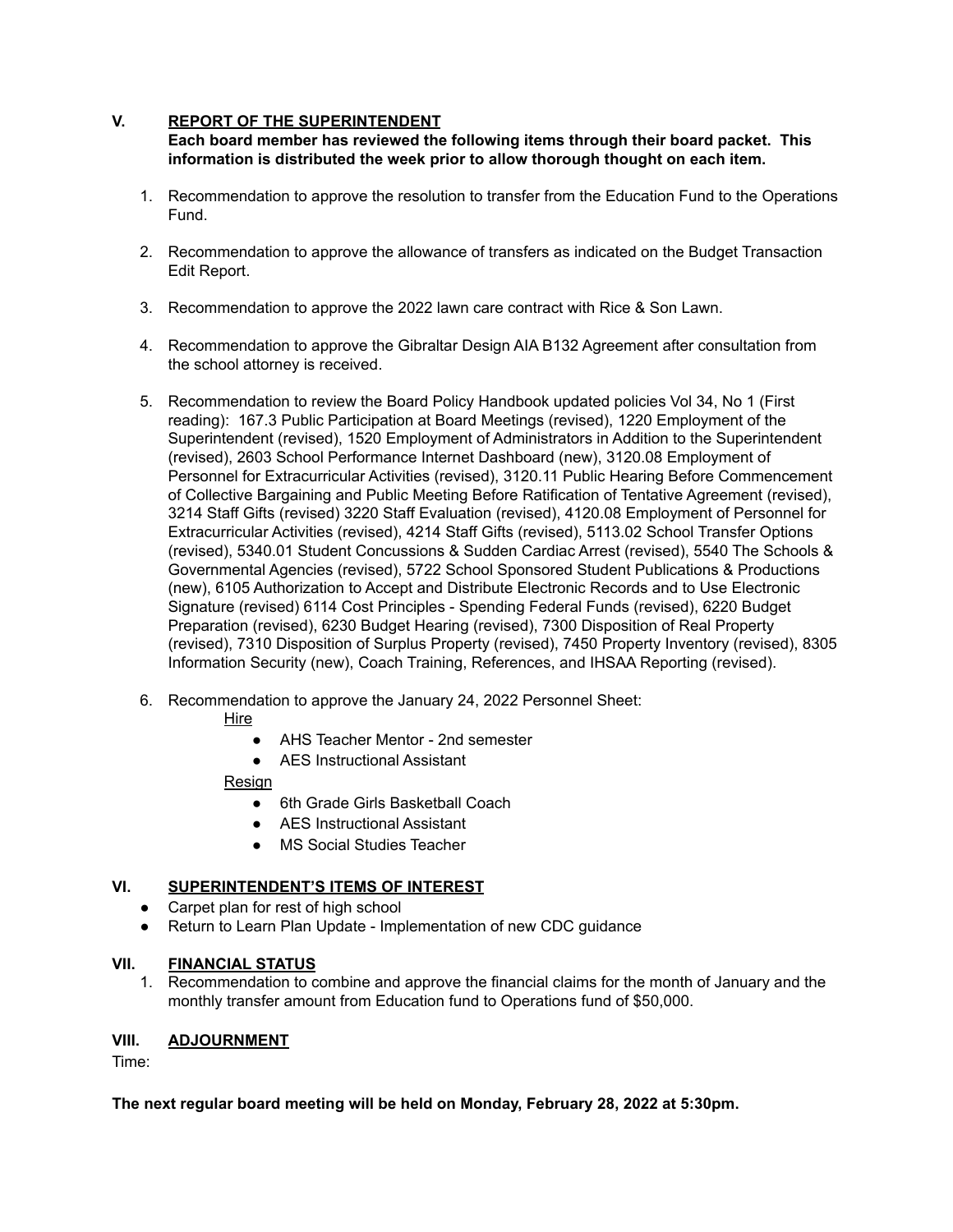## V. REPORT OF THE SUPERINTENDENT

**Each board member has reviewed the following items through their board packet. This information is distributed the week prior to allow thorough thought on each item.**

1. Recommendation to approve the resolution to transfer from the Education Fund to the Operations Fund.

2. Recommendation to approve the allowance of transfers as indicated on the Budget Transaction Edit Report.

3. Recommendation to approve the 2022 lawn care contract with Rice & Son Lawn.

4. Recommendation to approve the Gibraltar Design AIA B132 Agreement after consultation from the school attorney is received.

5. Recommendation to review the Board Policy Handbook updated policies Vol 34, No 1 (First reading): 167.3 Public Participation at Board Meetings (revised), 1220 Employment of the Superintendent (revised), 1520 Employment of Administrators in Addition to the Superintendent (revised), 2603 School Performance Internet Dashboard (new), 3120.08 Employment of Personnel for Extracurricular Activities (revised), 3120.11 Public Hearing Before Commencement of Collective Bargaining and Public Meeting Before Ratification of Tentative Agreement (revised), 3214 Staff Gifts (revised) 3220 Staff Evaluation (revised), 4120.08 Employment of Personnel for Extracurricular Activities (revised), 4214 Staff Gifts (revised), 5113.02 School Transfer Options (revised), 5340.01 Student Concussions & Sudden Cardiac Arrest (revised), 5540 The Schools & Governmental Agencies (revised), 5722 School Sponsored Student Publications & Productions (new), 6105 Authorization to Accept and Distribute Electronic Records and to Use Electronic Signature (revised) 6114 Cost Principles - Spending Federal Funds (revised), 6220 Budget Preparation (revised), 6230 Budget Hearing (revised), 7300 Disposition of Real Property (revised), 7310 Disposition of Surplus Property (revised), 7450 Property Inventory (revised), 8305 Information Security (new), Coach Training, References, and IHSAA Reporting (revised).

6. Recommendation to approve the January 24, 2022 Personnel Sheet:

   Hire
   - AHS Teacher Mentor - 2nd semester
   - AES Instructional Assistant

   Resign
   - 6th Grade Girls Basketball Coach
   - AES Instructional Assistant
   - MS Social Studies Teacher

## VI. SUPERINTENDENT'S ITEMS OF INTEREST

- Carpet plan for rest of high school
- Return to Learn Plan Update - Implementation of new CDC guidance

## VII. FINANCIAL STATUS

1. Recommendation to combine and approve the financial claims for the month of January and the monthly transfer amount from Education fund to Operations fund of $50,000.

## VIII. ADJOURNMENT

Time:

**The next regular board meeting will be held on Monday, February 28, 2022 at 5:30pm.**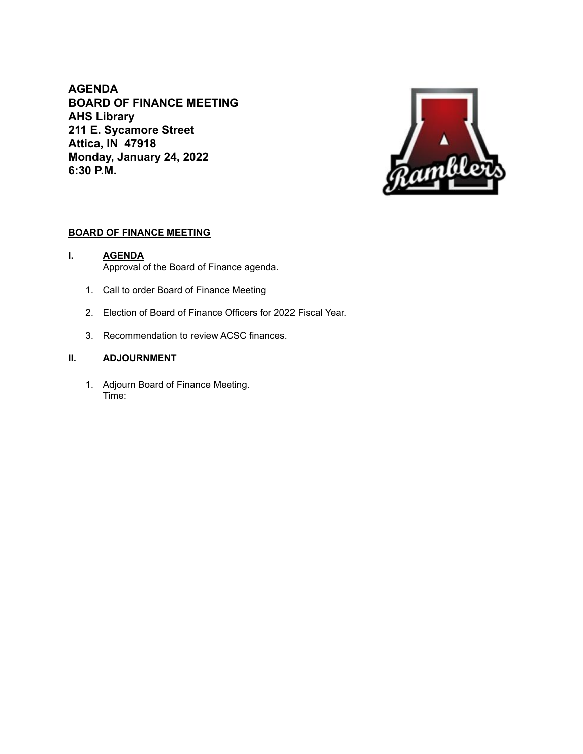**AGENDA**
**BOARD OF FINANCE MEETING**
**AHS Library**
**211 E. Sycamore Street**
**Attica, IN 47918**
**Monday, January 24, 2022**
**6:30 P.M.**

**BOARD OF FINANCE MEETING**

**I. AGENDA**

Approval of the Board of Finance agenda.

1. Call to order Board of Finance Meeting

2. Election of Board of Finance Officers for 2022 Fiscal Year.

3. Recommendation to review ACSC finances.

**II. ADJOURNMENT**

1. Adjourn Board of Finance Meeting.
   Time: